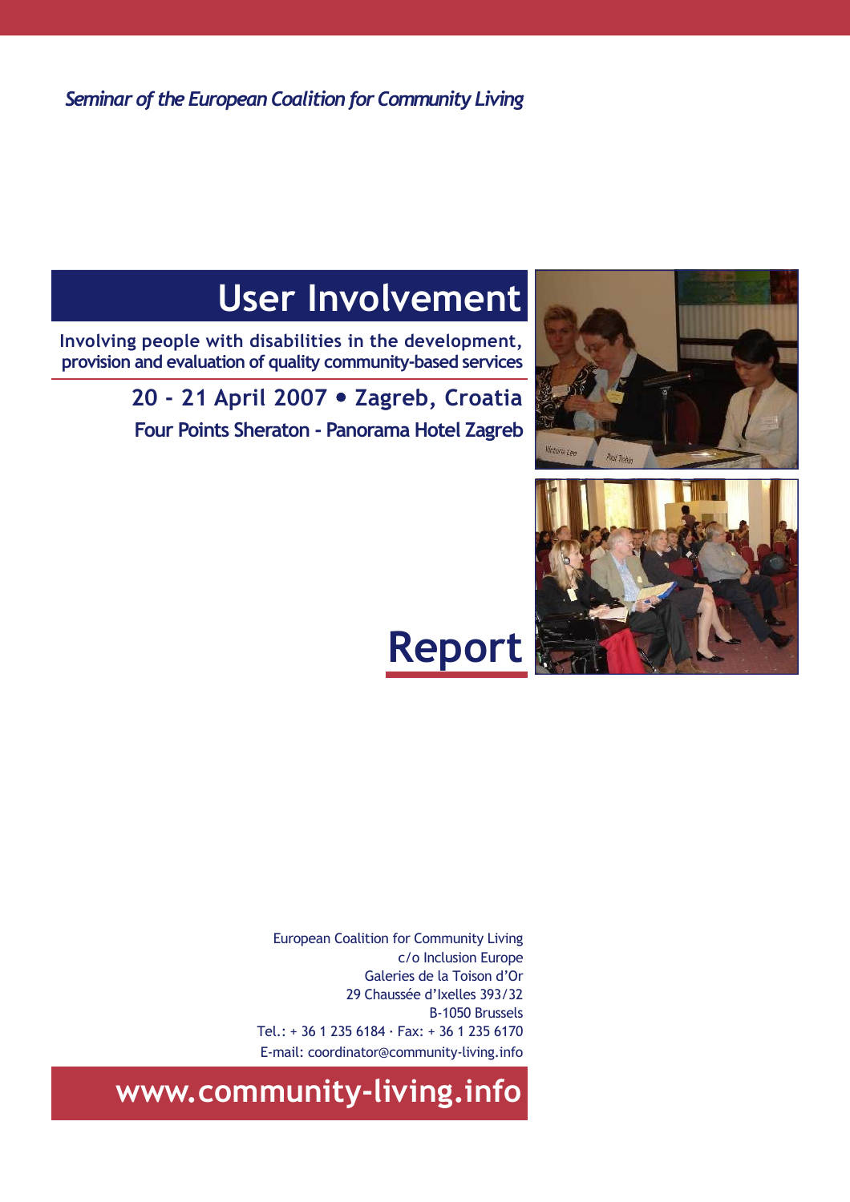*Seminar of the European Coalition for Community Living*

# User Involvement

**Involving people with disabilities in the development, provision and evaluation of quality community-based services**

**20 - 21 April 2007 • Zagreb, Croatia**

**Four Points Sheraton - Panorama Hotel Zagreb**

# Report

European Coalition for Community Living
c/o Inclusion Europe
Galeries de la Toison d'Or
29 Chaussée d'Ixelles 393/32
B-1050 Brussels
Tel.: + 36 1 235 6184 · Fax: + 36 1 235 6170
E-mail: coordinator@community-living.info

**www.community-living.info**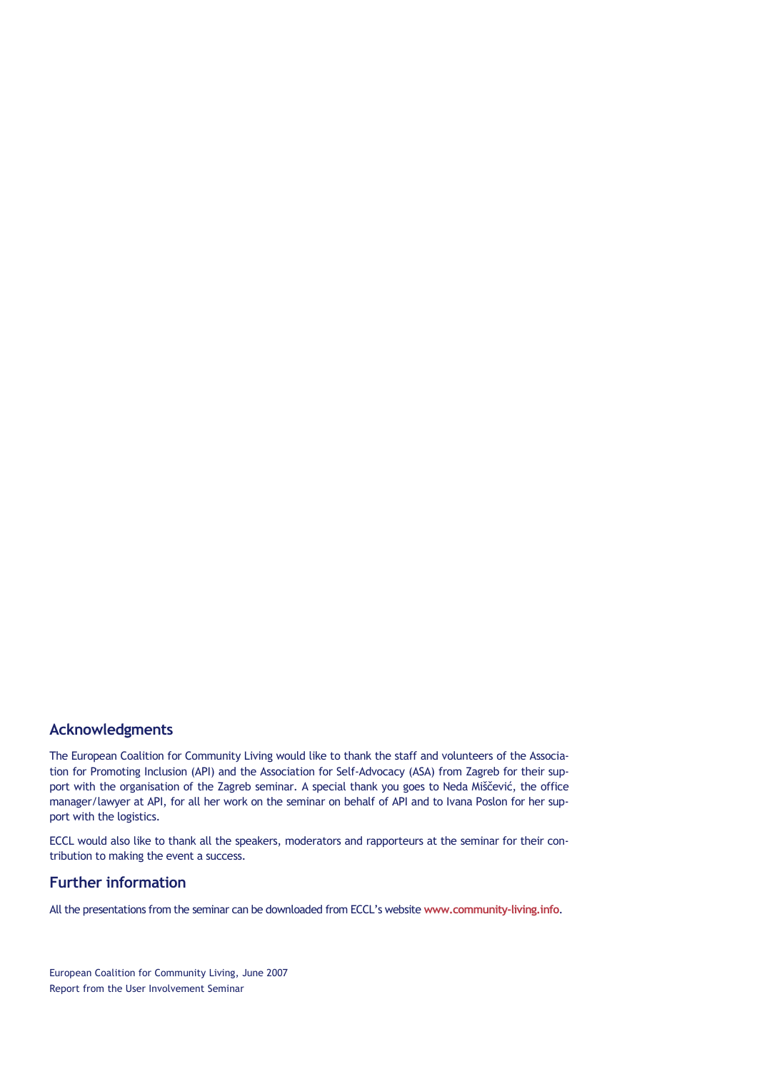## Acknowledgments

The European Coalition for Community Living would like to thank the staff and volunteers of the Association for Promoting Inclusion (API) and the Association for Self-Advocacy (ASA) from Zagreb for their support with the organisation of the Zagreb seminar. A special thank you goes to Neda Miščević, the office manager/lawyer at API, for all her work on the seminar on behalf of API and to Ivana Poslon for her support with the logistics.

ECCL would also like to thank all the speakers, moderators and rapporteurs at the seminar for their contribution to making the event a success.

## Further information

All the presentations from the seminar can be downloaded from ECCL's website **www.community-living.info**.

European Coalition for Community Living, June 2007
Report from the User Involvement Seminar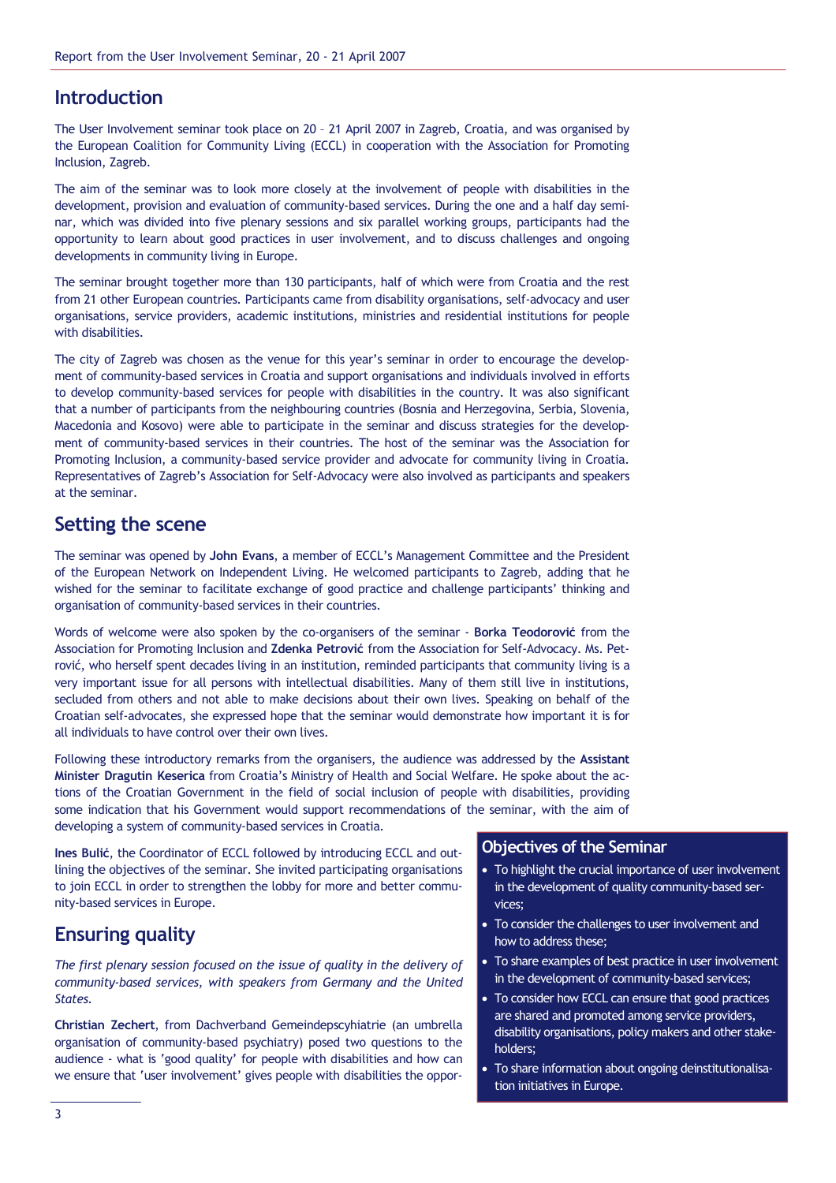## Introduction

The User Involvement seminar took place on 20 – 21 April 2007 in Zagreb, Croatia, and was organised by the European Coalition for Community Living (ECCL) in cooperation with the Association for Promoting Inclusion, Zagreb.

The aim of the seminar was to look more closely at the involvement of people with disabilities in the development, provision and evaluation of community-based services. During the one and a half day seminar, which was divided into five plenary sessions and six parallel working groups, participants had the opportunity to learn about good practices in user involvement, and to discuss challenges and ongoing developments in community living in Europe.

The seminar brought together more than 130 participants, half of which were from Croatia and the rest from 21 other European countries. Participants came from disability organisations, self-advocacy and user organisations, service providers, academic institutions, ministries and residential institutions for people with disabilities.

The city of Zagreb was chosen as the venue for this year's seminar in order to encourage the development of community-based services in Croatia and support organisations and individuals involved in efforts to develop community-based services for people with disabilities in the country. It was also significant that a number of participants from the neighbouring countries (Bosnia and Herzegovina, Serbia, Slovenia, Macedonia and Kosovo) were able to participate in the seminar and discuss strategies for the development of community-based services in their countries. The host of the seminar was the Association for Promoting Inclusion, a community-based service provider and advocate for community living in Croatia. Representatives of Zagreb's Association for Self-Advocacy were also involved as participants and speakers at the seminar.

## Setting the scene

The seminar was opened by **John Evans**, a member of ECCL's Management Committee and the President of the European Network on Independent Living. He welcomed participants to Zagreb, adding that he wished for the seminar to facilitate exchange of good practice and challenge participants' thinking and organisation of community-based services in their countries.

Words of welcome were also spoken by the co-organisers of the seminar - **Borka Teodorović** from the Association for Promoting Inclusion and **Zdenka Petrović** from the Association for Self-Advocacy. Ms. Petrović, who herself spent decades living in an institution, reminded participants that community living is a very important issue for all persons with intellectual disabilities. Many of them still live in institutions, secluded from others and not able to make decisions about their own lives. Speaking on behalf of the Croatian self-advocates, she expressed hope that the seminar would demonstrate how important it is for all individuals to have control over their own lives.

Following these introductory remarks from the organisers, the audience was addressed by the **Assistant Minister Dragutin Keserica** from Croatia's Ministry of Health and Social Welfare. He spoke about the actions of the Croatian Government in the field of social inclusion of people with disabilities, providing some indication that his Government would support recommendations of the seminar, with the aim of developing a system of community-based services in Croatia.

**Ines Bulić**, the Coordinator of ECCL followed by introducing ECCL and outlining the objectives of the seminar. She invited participating organisations to join ECCL in order to strengthen the lobby for more and better community-based services in Europe.

### Objectives of the Seminar

- To highlight the crucial importance of user involvement in the development of quality community-based services;
- To consider the challenges to user involvement and how to address these;
- To share examples of best practice in user involvement in the development of community-based services;
- To consider how ECCL can ensure that good practices are shared and promoted among service providers, disability organisations, policy makers and other stakeholders;
- To share information about ongoing deinstitutionalisation initiatives in Europe.

## Ensuring quality

*The first plenary session focused on the issue of quality in the delivery of community-based services, with speakers from Germany and the United States.*

**Christian Zechert**, from Dachverband Gemeindepscyhiatrie (an umbrella organisation of community-based psychiatry) posed two questions to the audience - what is 'good quality' for people with disabilities and how can we ensure that 'user involvement' gives people with disabilities the oppor-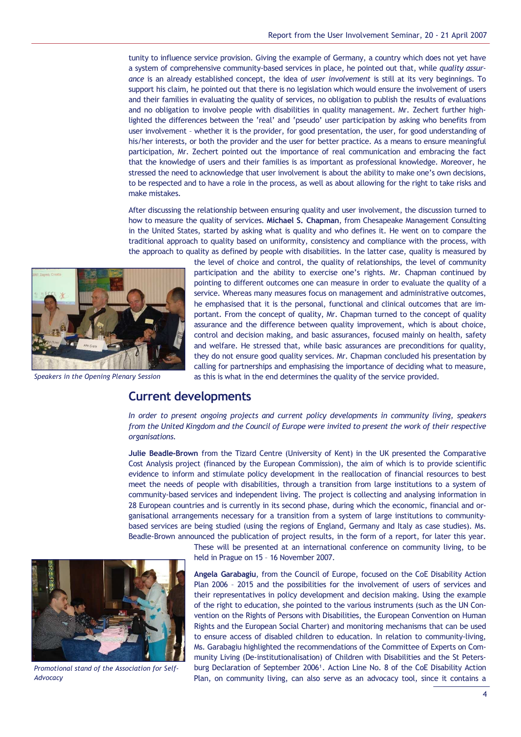tunity to influence service provision. Giving the example of Germany, a country which does not yet have a system of comprehensive community-based services in place, he pointed out that, while *quality assurance* is an already established concept, the idea of *user involvement* is still at its very beginnings. To support his claim, he pointed out that there is no legislation which would ensure the involvement of users and their families in evaluating the quality of services, no obligation to publish the results of evaluations and no obligation to involve people with disabilities in quality management. Mr. Zechert further highlighted the differences between the 'real' and 'pseudo' user participation by asking who benefits from user involvement – whether it is the provider, for good presentation, the user, for good understanding of his/her interests, or both the provider and the user for better practice. As a means to ensure meaningful participation, Mr. Zechert pointed out the importance of real communication and embracing the fact that the knowledge of users and their families is as important as professional knowledge. Moreover, he stressed the need to acknowledge that user involvement is about the ability to make one's own decisions, to be respected and to have a role in the process, as well as about allowing for the right to take risks and make mistakes.

After discussing the relationship between ensuring quality and user involvement, the discussion turned to how to measure the quality of services. **Michael S. Chapman**, from Chesapeake Management Consulting in the United States, started by asking what is quality and who defines it. He went on to compare the traditional approach to quality based on uniformity, consistency and compliance with the process, with the approach to quality as defined by people with disabilities. In the latter case, quality is measured by the level of choice and control, the quality of relationships, the level of community participation and the ability to exercise one's rights. Mr. Chapman continued by pointing to different outcomes one can measure in order to evaluate the quality of a service. Whereas many measures focus on management and administrative outcomes, he emphasised that it is the personal, functional and clinical outcomes that are important. From the concept of quality, Mr. Chapman turned to the concept of quality assurance and the difference between quality improvement, which is about choice, control and decision making, and basic assurances, focused mainly on health, safety and welfare. He stressed that, while basic assurances are preconditions for quality, they do not ensure good quality services. Mr. Chapman concluded his presentation by calling for partnerships and emphasising the importance of deciding what to measure, as this is what in the end determines the quality of the service provided.

*Speakers in the Opening Plenary Session*

## Current developments

*In order to present ongoing projects and current policy developments in community living, speakers from the United Kingdom and the Council of Europe were invited to present the work of their respective organisations.*

**Julie Beadle-Brown** from the Tizard Centre (University of Kent) in the UK presented the Comparative Cost Analysis project (financed by the European Commission), the aim of which is to provide scientific evidence to inform and stimulate policy development in the reallocation of financial resources to best meet the needs of people with disabilities, through a transition from large institutions to a system of community-based services and independent living. The project is collecting and analysing information in 28 European countries and is currently in its second phase, during which the economic, financial and organisational arrangements necessary for a transition from a system of large institutions to community-based services are being studied (using the regions of England, Germany and Italy as case studies). Ms. Beadle-Brown announced the publication of project results, in the form of a report, for later this year. These will be presented at an international conference on community living, to be held in Prague on 15 – 16 November 2007.

**Angela Garabagiu**, from the Council of Europe, focused on the CoE Disability Action Plan 2006 – 2015 and the possibilities for the involvement of users of services and their representatives in policy development and decision making. Using the example of the right to education, she pointed to the various instruments (such as the UN Convention on the Rights of Persons with Disabilities, the European Convention on Human Rights and the European Social Charter) and monitoring mechanisms that can be used to ensure access of disabled children to education. In relation to community-living, Ms. Garabagiu highlighted the recommendations of the Committee of Experts on Community Living (De-institutionalisation) of Children with Disabilities and the St Petersburg Declaration of September 2006[1]. Action Line No. 8 of the CoE Disability Action Plan, on community living, can also serve as an advocacy tool, since it contains a

*Promotional stand of the Association for Self-Advocacy*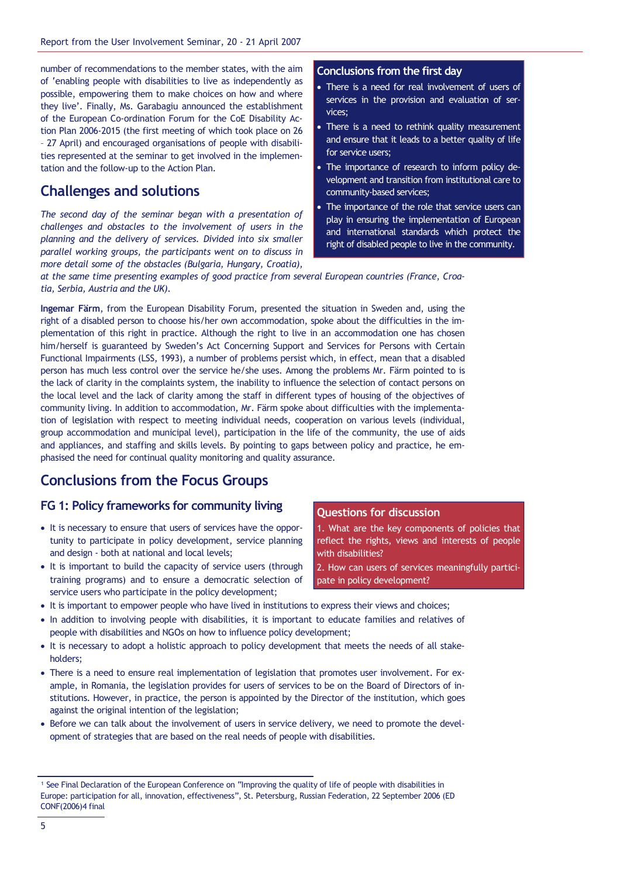number of recommendations to the member states, with the aim of 'enabling people with disabilities to live as independently as possible, empowering them to make choices on how and where they live'. Finally, Ms. Garabagiu announced the establishment of the European Co-ordination Forum for the CoE Disability Action Plan 2006-2015 (the first meeting of which took place on 26 – 27 April) and encouraged organisations of people with disabilities represented at the seminar to get involved in the implementation and the follow-up to the Action Plan.

### Conclusions from the first day

- There is a need for real involvement of users of services in the provision and evaluation of services;
- There is a need to rethink quality measurement and ensure that it leads to a better quality of life for service users;
- The importance of research to inform policy development and transition from institutional care to community-based services;
- The importance of the role that service users can play in ensuring the implementation of European and international standards which protect the right of disabled people to live in the community.

## Challenges and solutions

*The second day of the seminar began with a presentation of challenges and obstacles to the involvement of users in the planning and the delivery of services. Divided into six smaller parallel working groups, the participants went on to discuss in more detail some of the obstacles (Bulgaria, Hungary, Croatia), at the same time presenting examples of good practice from several European countries (France, Croatia, Serbia, Austria and the UK).*

**Ingemar Färm**, from the European Disability Forum, presented the situation in Sweden and, using the right of a disabled person to choose his/her own accommodation, spoke about the difficulties in the implementation of this right in practice. Although the right to live in an accommodation one has chosen him/herself is guaranteed by Sweden's Act Concerning Support and Services for Persons with Certain Functional Impairments (LSS, 1993), a number of problems persist which, in effect, mean that a disabled person has much less control over the service he/she uses. Among the problems Mr. Färm pointed to is the lack of clarity in the complaints system, the inability to influence the selection of contact persons on the local level and the lack of clarity among the staff in different types of housing of the objectives of community living. In addition to accommodation, Mr. Färm spoke about difficulties with the implementation of legislation with respect to meeting individual needs, cooperation on various levels (individual, group accommodation and municipal level), participation in the life of the community, the use of aids and appliances, and staffing and skills levels. By pointing to gaps between policy and practice, he emphasised the need for continual quality monitoring and quality assurance.

## Conclusions from the Focus Groups

### FG 1: Policy frameworks for community living

- It is necessary to ensure that users of services have the opportunity to participate in policy development, service planning and design - both at national and local levels;
- It is important to build the capacity of service users (through training programs) and to ensure a democratic selection of service users who participate in the policy development;
- It is important to empower people who have lived in institutions to express their views and choices;
- In addition to involving people with disabilities, it is important to educate families and relatives of people with disabilities and NGOs on how to influence policy development;
- It is necessary to adopt a holistic approach to policy development that meets the needs of all stakeholders;
- There is a need to ensure real implementation of legislation that promotes user involvement. For example, in Romania, the legislation provides for users of services to be on the Board of Directors of institutions. However, in practice, the person is appointed by the Director of the institution, which goes against the original intention of the legislation;
- Before we can talk about the involvement of users in service delivery, we need to promote the development of strategies that are based on the real needs of people with disabilities.

### Questions for discussion

1. What are the key components of policies that reflect the rights, views and interests of people with disabilities?

2. How can users of services meaningfully participate in policy development?

---

[1] See Final Declaration of the European Conference on "Improving the quality of life of people with disabilities in Europe: participation for all, innovation, effectiveness", St. Petersburg, Russian Federation, 22 September 2006 (ED CONF(2006)4 final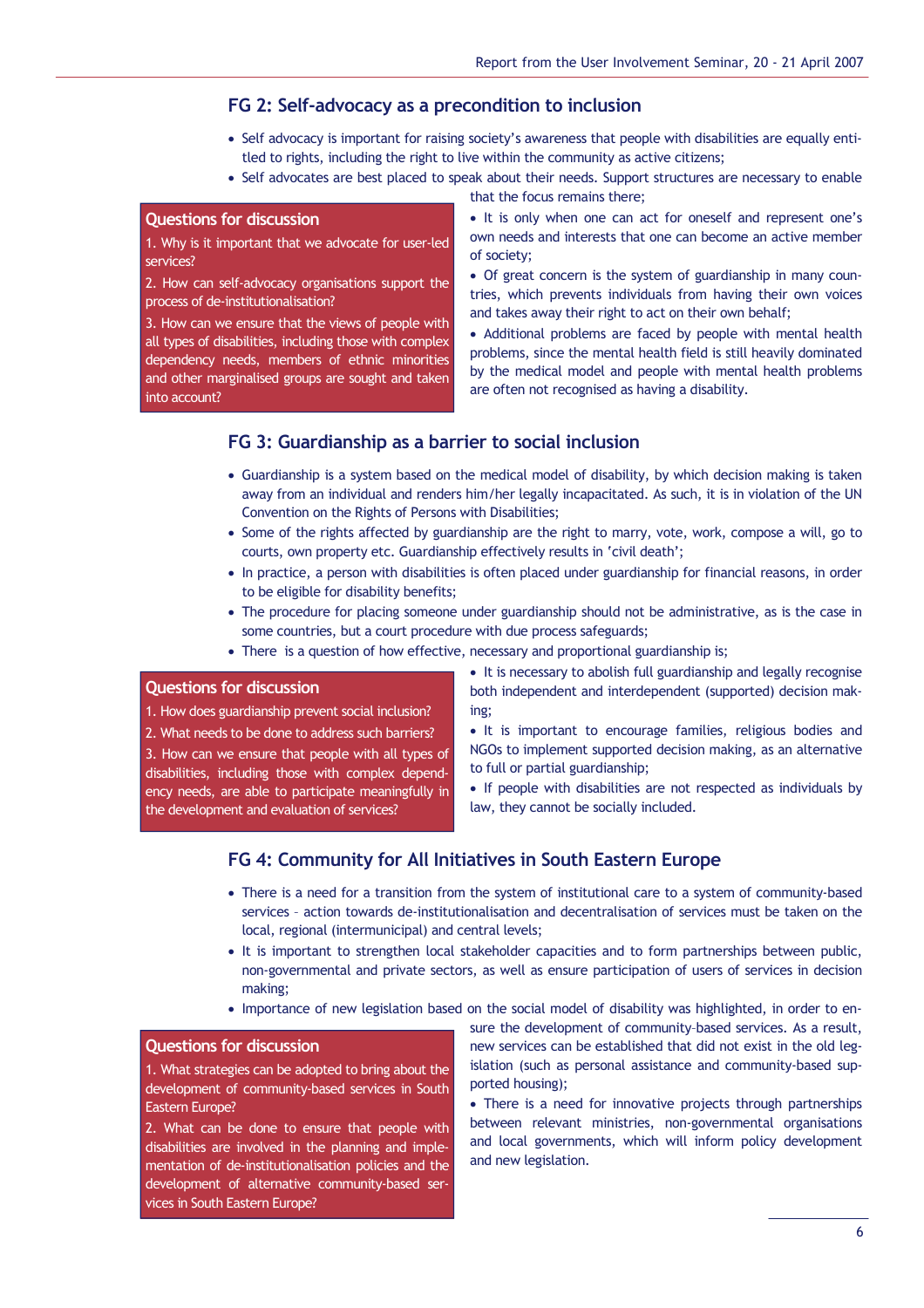## FG 2: Self-advocacy as a precondition to inclusion

- Self advocacy is important for raising society's awareness that people with disabilities are equally entitled to rights, including the right to live within the community as active citizens;
- Self advocates are best placed to speak about their needs. Support structures are necessary to enable that the focus remains there;
- It is only when one can act for oneself and represent one's own needs and interests that one can become an active member of society;
- Of great concern is the system of guardianship in many countries, which prevents individuals from having their own voices and takes away their right to act on their own behalf;
- Additional problems are faced by people with mental health problems, since the mental health field is still heavily dominated by the medical model and people with mental health problems are often not recognised as having a disability.

**Questions for discussion**

1. Why is it important that we advocate for user-led services?
2. How can self-advocacy organisations support the process of de-institutionalisation?
3. How can we ensure that the views of people with all types of disabilities, including those with complex dependency needs, members of ethnic minorities and other marginalised groups are sought and taken into account?

## FG 3: Guardianship as a barrier to social inclusion

- Guardianship is a system based on the medical model of disability, by which decision making is taken away from an individual and renders him/her legally incapacitated. As such, it is in violation of the UN Convention on the Rights of Persons with Disabilities;
- Some of the rights affected by guardianship are the right to marry, vote, work, compose a will, go to courts, own property etc. Guardianship effectively results in 'civil death';
- In practice, a person with disabilities is often placed under guardianship for financial reasons, in order to be eligible for disability benefits;
- The procedure for placing someone under guardianship should not be administrative, as is the case in some countries, but a court procedure with due process safeguards;
- There is a question of how effective, necessary and proportional guardianship is;
- It is necessary to abolish full guardianship and legally recognise both independent and interdependent (supported) decision making;
- It is important to encourage families, religious bodies and NGOs to implement supported decision making, as an alternative to full or partial guardianship;
- If people with disabilities are not respected as individuals by law, they cannot be socially included.

**Questions for discussion**

1. How does guardianship prevent social inclusion?
2. What needs to be done to address such barriers?
3. How can we ensure that people with all types of disabilities, including those with complex dependency needs, are able to participate meaningfully in the development and evaluation of services?

## FG 4: Community for All Initiatives in South Eastern Europe

- There is a need for a transition from the system of institutional care to a system of community-based services – action towards de-institutionalisation and decentralisation of services must be taken on the local, regional (intermunicipal) and central levels;
- It is important to strengthen local stakeholder capacities and to form partnerships between public, non-governmental and private sectors, as well as ensure participation of users of services in decision making;
- Importance of new legislation based on the social model of disability was highlighted, in order to ensure the development of community-based services. As a result, new services can be established that did not exist in the old legislation (such as personal assistance and community-based supported housing);
- There is a need for innovative projects through partnerships between relevant ministries, non-governmental organisations and local governments, which will inform policy development and new legislation.

**Questions for discussion**

1. What strategies can be adopted to bring about the development of community-based services in South Eastern Europe?
2. What can be done to ensure that people with disabilities are involved in the planning and implementation of de-institutionalisation policies and the development of alternative community-based services in South Eastern Europe?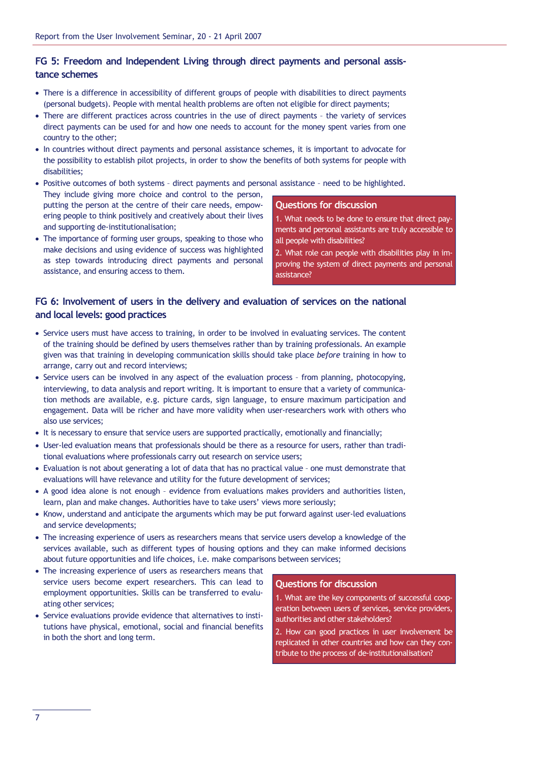## FG 5: Freedom and Independent Living through direct payments and personal assistance schemes

- There is a difference in accessibility of different groups of people with disabilities to direct payments (personal budgets). People with mental health problems are often not eligible for direct payments;
- There are different practices across countries in the use of direct payments – the variety of services direct payments can be used for and how one needs to account for the money spent varies from one country to the other;
- In countries without direct payments and personal assistance schemes, it is important to advocate for the possibility to establish pilot projects, in order to show the benefits of both systems for people with disabilities;
- Positive outcomes of both systems – direct payments and personal assistance – need to be highlighted. They include giving more choice and control to the person, putting the person at the centre of their care needs, empowering people to think positively and creatively about their lives and supporting de-institutionalisation;
- The importance of forming user groups, speaking to those who make decisions and using evidence of success was highlighted as step towards introducing direct payments and personal assistance, and ensuring access to them.

**Questions for discussion**

1. What needs to be done to ensure that direct payments and personal assistants are truly accessible to all people with disabilities?
2. What role can people with disabilities play in improving the system of direct payments and personal assistance?

## FG 6: Involvement of users in the delivery and evaluation of services on the national and local levels: good practices

- Service users must have access to training, in order to be involved in evaluating services. The content of the training should be defined by users themselves rather than by training professionals. An example given was that training in developing communication skills should take place *before* training in how to arrange, carry out and record interviews;
- Service users can be involved in any aspect of the evaluation process – from planning, photocopying, interviewing, to data analysis and report writing. It is important to ensure that a variety of communication methods are available, e.g. picture cards, sign language, to ensure maximum participation and engagement. Data will be richer and have more validity when user-researchers work with others who also use services;
- It is necessary to ensure that service users are supported practically, emotionally and financially;
- User-led evaluation means that professionals should be there as a resource for users, rather than traditional evaluations where professionals carry out research on service users;
- Evaluation is not about generating a lot of data that has no practical value – one must demonstrate that evaluations will have relevance and utility for the future development of services;
- A good idea alone is not enough – evidence from evaluations makes providers and authorities listen, learn, plan and make changes. Authorities have to take users' views more seriously;
- Know, understand and anticipate the arguments which may be put forward against user-led evaluations and service developments;
- The increasing experience of users as researchers means that service users develop a knowledge of the services available, such as different types of housing options and they can make informed decisions about future opportunities and life choices, i.e. make comparisons between services;
- The increasing experience of users as researchers means that service users become expert researchers. This can lead to employment opportunities. Skills can be transferred to evaluating other services;
- Service evaluations provide evidence that alternatives to institutions have physical, emotional, social and financial benefits in both the short and long term.

**Questions for discussion**

1. What are the key components of successful cooperation between users of services, service providers, authorities and other stakeholders?
2. How can good practices in user involvement be replicated in other countries and how can they contribute to the process of de-institutionalisation?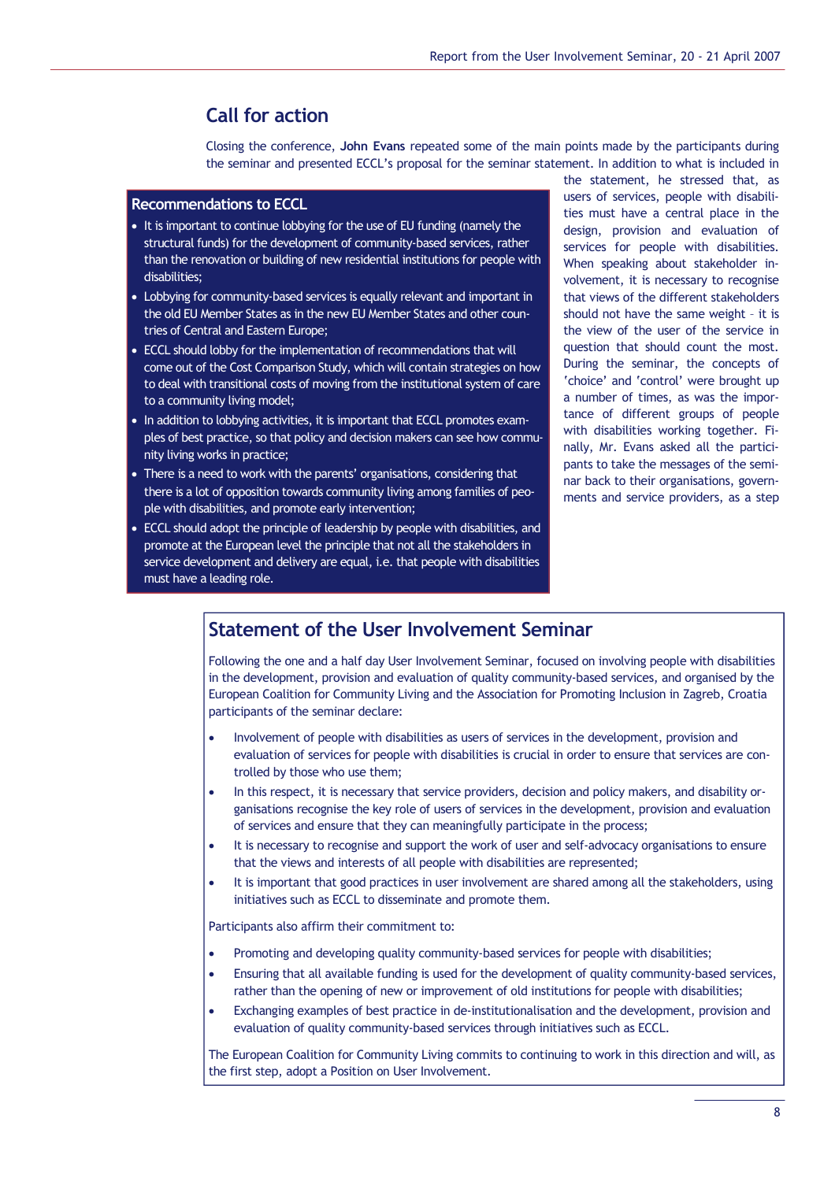## Call for action

Closing the conference, **John Evans** repeated some of the main points made by the participants during the seminar and presented ECCL's proposal for the seminar statement. In addition to what is included in the statement, he stressed that, as users of services, people with disabilities must have a central place in the design, provision and evaluation of services for people with disabilities. When speaking about stakeholder involvement, it is necessary to recognise that views of the different stakeholders should not have the same weight – it is the view of the user of the service in question that should count the most. During the seminar, the concepts of 'choice' and 'control' were brought up a number of times, as was the importance of different groups of people with disabilities working together. Finally, Mr. Evans asked all the participants to take the messages of the seminar back to their organisations, governments and service providers, as a step

### Recommendations to ECCL

- It is important to continue lobbying for the use of EU funding (namely the structural funds) for the development of community-based services, rather than the renovation or building of new residential institutions for people with disabilities;
- Lobbying for community-based services is equally relevant and important in the old EU Member States as in the new EU Member States and other countries of Central and Eastern Europe;
- ECCL should lobby for the implementation of recommendations that will come out of the Cost Comparison Study, which will contain strategies on how to deal with transitional costs of moving from the institutional system of care to a community living model;
- In addition to lobbying activities, it is important that ECCL promotes examples of best practice, so that policy and decision makers can see how community living works in practice;
- There is a need to work with the parents' organisations, considering that there is a lot of opposition towards community living among families of people with disabilities, and promote early intervention;
- ECCL should adopt the principle of leadership by people with disabilities, and promote at the European level the principle that not all the stakeholders in service development and delivery are equal, i.e. that people with disabilities must have a leading role.

## Statement of the User Involvement Seminar

Following the one and a half day User Involvement Seminar, focused on involving people with disabilities in the development, provision and evaluation of quality community-based services, and organised by the European Coalition for Community Living and the Association for Promoting Inclusion in Zagreb, Croatia participants of the seminar declare:

- Involvement of people with disabilities as users of services in the development, provision and evaluation of services for people with disabilities is crucial in order to ensure that services are controlled by those who use them;
- In this respect, it is necessary that service providers, decision and policy makers, and disability organisations recognise the key role of users of services in the development, provision and evaluation of services and ensure that they can meaningfully participate in the process;
- It is necessary to recognise and support the work of user and self-advocacy organisations to ensure that the views and interests of all people with disabilities are represented;
- It is important that good practices in user involvement are shared among all the stakeholders, using initiatives such as ECCL to disseminate and promote them.

Participants also affirm their commitment to:

- Promoting and developing quality community-based services for people with disabilities;
- Ensuring that all available funding is used for the development of quality community-based services, rather than the opening of new or improvement of old institutions for people with disabilities;
- Exchanging examples of best practice in de-institutionalisation and the development, provision and evaluation of quality community-based services through initiatives such as ECCL.

The European Coalition for Community Living commits to continuing to work in this direction and will, as the first step, adopt a Position on User Involvement.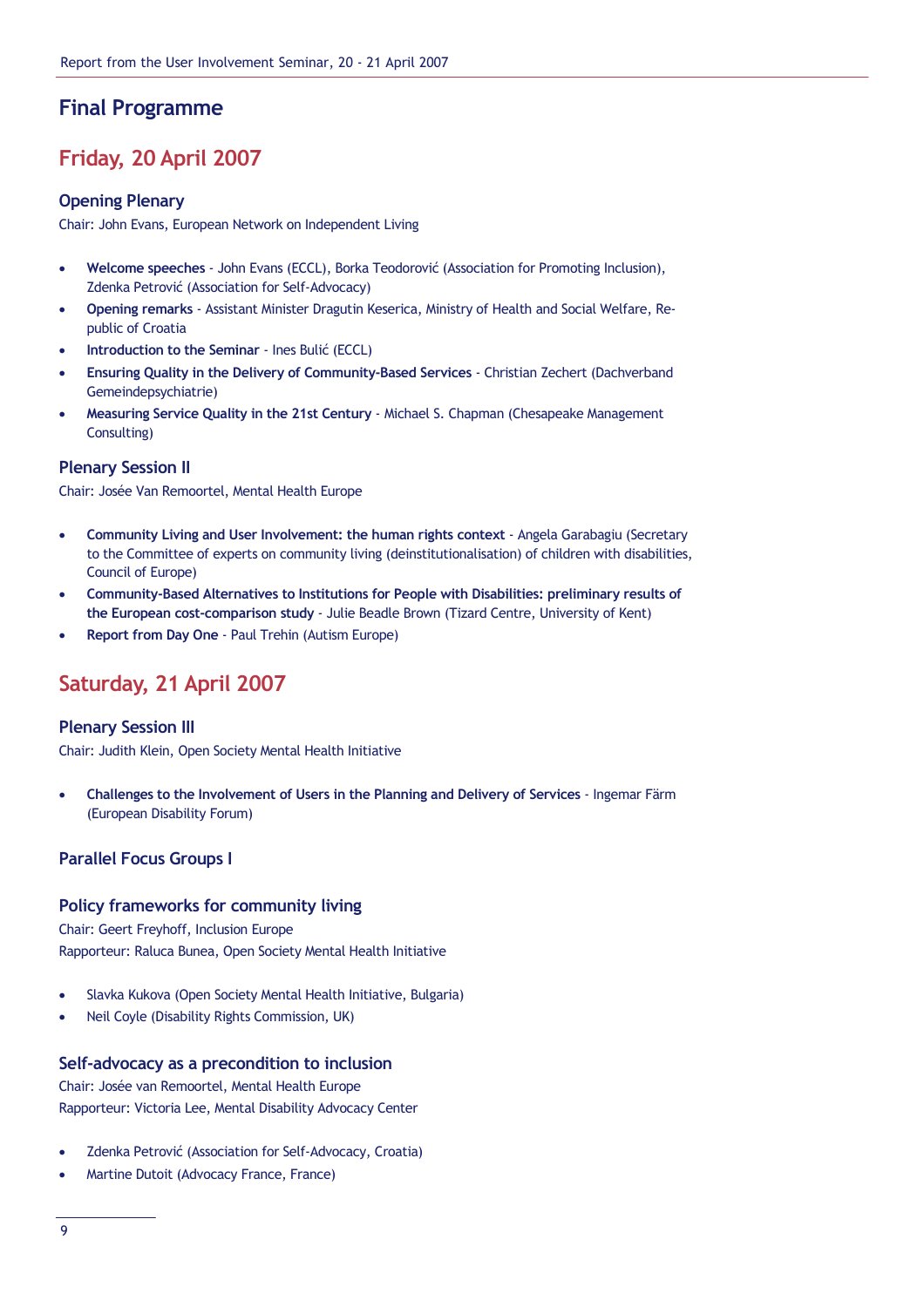## Final Programme

## Friday, 20 April 2007

### Opening Plenary

Chair: John Evans, European Network on Independent Living

- **Welcome speeches** - John Evans (ECCL), Borka Teodorović (Association for Promoting Inclusion), Zdenka Petrović (Association for Self-Advocacy)
- **Opening remarks** - Assistant Minister Dragutin Keserica, Ministry of Health and Social Welfare, Republic of Croatia
- **Introduction to the Seminar** - Ines Bulić (ECCL)
- **Ensuring Quality in the Delivery of Community-Based Services** - Christian Zechert (Dachverband Gemeindepsychiatrie)
- **Measuring Service Quality in the 21st Century** - Michael S. Chapman (Chesapeake Management Consulting)

### Plenary Session II

Chair: Josée Van Remoortel, Mental Health Europe

- **Community Living and User Involvement: the human rights context** - Angela Garabagiu (Secretary to the Committee of experts on community living (deinstitutionalisation) of children with disabilities, Council of Europe)
- **Community-Based Alternatives to Institutions for People with Disabilities: preliminary results of the European cost-comparison study** - Julie Beadle Brown (Tizard Centre, University of Kent)
- **Report from Day One** - Paul Trehin (Autism Europe)

## Saturday, 21 April 2007

### Plenary Session III

Chair: Judith Klein, Open Society Mental Health Initiative

- **Challenges to the Involvement of Users in the Planning and Delivery of Services** - Ingemar Färm (European Disability Forum)

### Parallel Focus Groups I

### Policy frameworks for community living

Chair: Geert Freyhoff, Inclusion Europe
Rapporteur: Raluca Bunea, Open Society Mental Health Initiative

- Slavka Kukova (Open Society Mental Health Initiative, Bulgaria)
- Neil Coyle (Disability Rights Commission, UK)

### Self-advocacy as a precondition to inclusion

Chair: Josée van Remoortel, Mental Health Europe
Rapporteur: Victoria Lee, Mental Disability Advocacy Center

- Zdenka Petrović (Association for Self-Advocacy, Croatia)
- Martine Dutoit (Advocacy France, France)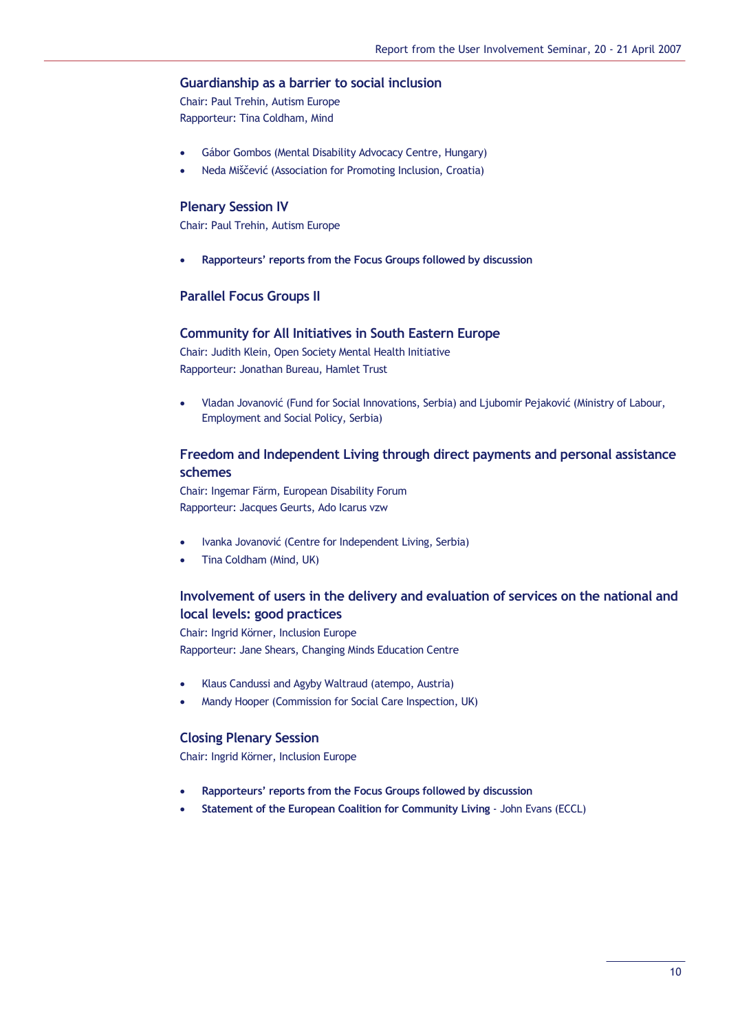### Guardianship as a barrier to social inclusion

Chair: Paul Trehin, Autism Europe
Rapporteur: Tina Coldham, Mind

- Gábor Gombos (Mental Disability Advocacy Centre, Hungary)
- Neda Miščević (Association for Promoting Inclusion, Croatia)

## Plenary Session IV

Chair: Paul Trehin, Autism Europe

- **Rapporteurs' reports from the Focus Groups followed by discussion**

## Parallel Focus Groups II

### Community for All Initiatives in South Eastern Europe

Chair: Judith Klein, Open Society Mental Health Initiative
Rapporteur: Jonathan Bureau, Hamlet Trust

- Vladan Jovanović (Fund for Social Innovations, Serbia) and Ljubomir Pejaković (Ministry of Labour, Employment and Social Policy, Serbia)

### Freedom and Independent Living through direct payments and personal assistance schemes

Chair: Ingemar Färm, European Disability Forum
Rapporteur: Jacques Geurts, Ado Icarus vzw

- Ivanka Jovanović (Centre for Independent Living, Serbia)
- Tina Coldham (Mind, UK)

### Involvement of users in the delivery and evaluation of services on the national and local levels: good practices

Chair: Ingrid Körner, Inclusion Europe
Rapporteur: Jane Shears, Changing Minds Education Centre

- Klaus Candussi and Agyby Waltraud (atempo, Austria)
- Mandy Hooper (Commission for Social Care Inspection, UK)

## Closing Plenary Session

Chair: Ingrid Körner, Inclusion Europe

- **Rapporteurs' reports from the Focus Groups followed by discussion**
- **Statement of the European Coalition for Community Living** - John Evans (ECCL)